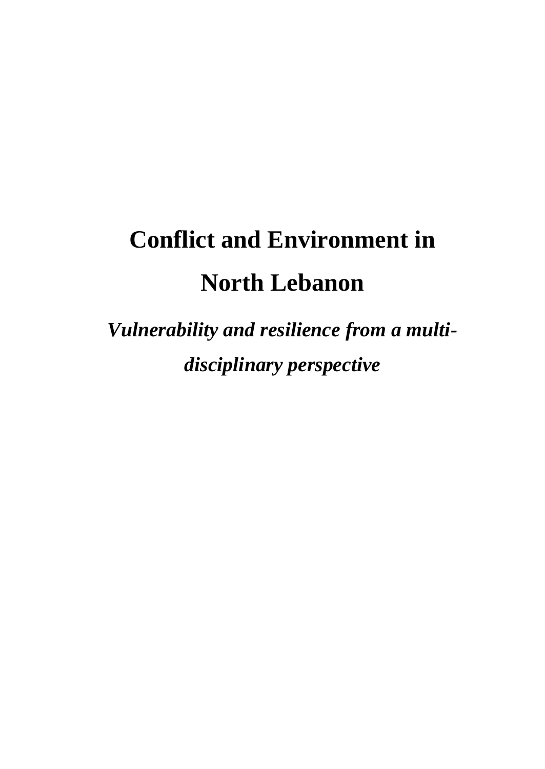# Conflict and Environment in North Lebanon

***Vulnerability and resilience from a multi-disciplinary perspective***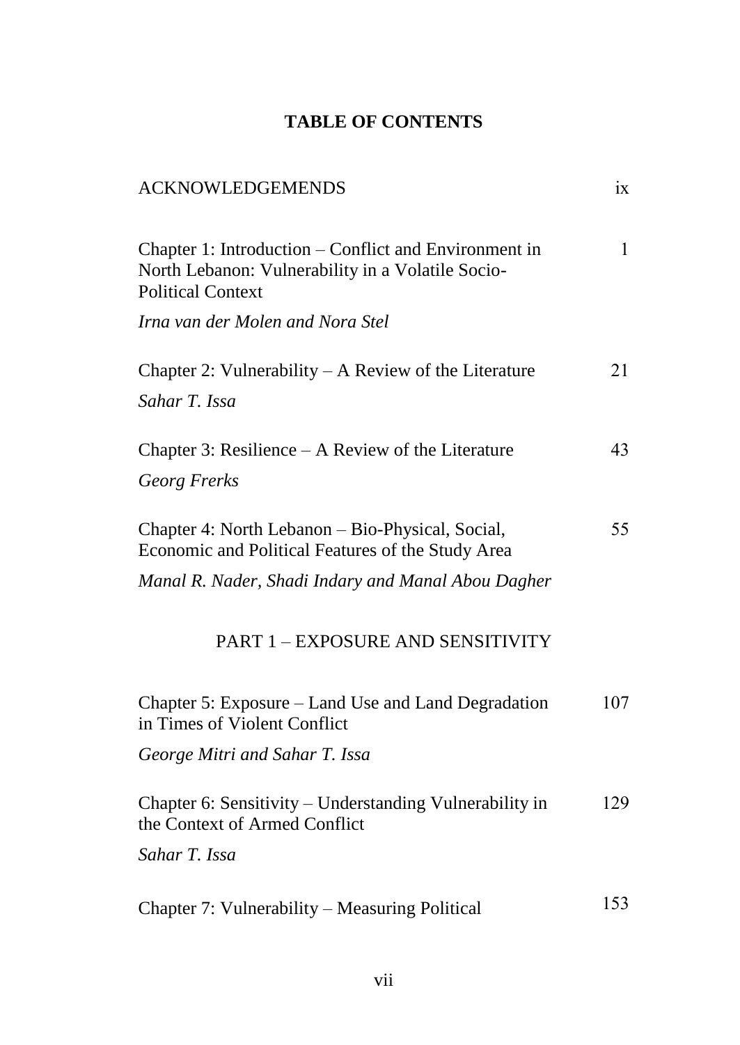# TABLE OF CONTENTS

ACKNOWLEDGEMENDS ix

Chapter 1: Introduction – Conflict and Environment in North Lebanon: Vulnerability in a Volatile Socio-Political Context 1

*Irna van der Molen and Nora Stel*

Chapter 2: Vulnerability – A Review of the Literature 21

*Sahar T. Issa*

Chapter 3: Resilience – A Review of the Literature 43

*Georg Frerks*

Chapter 4: North Lebanon – Bio-Physical, Social, Economic and Political Features of the Study Area 55

*Manal R. Nader, Shadi Indary and Manal Abou Dagher*

## PART 1 – EXPOSURE AND SENSITIVITY

Chapter 5: Exposure – Land Use and Land Degradation in Times of Violent Conflict 107

*George Mitri and Sahar T. Issa*

Chapter 6: Sensitivity – Understanding Vulnerability in the Context of Armed Conflict 129

*Sahar T. Issa*

Chapter 7: Vulnerability – Measuring Political 153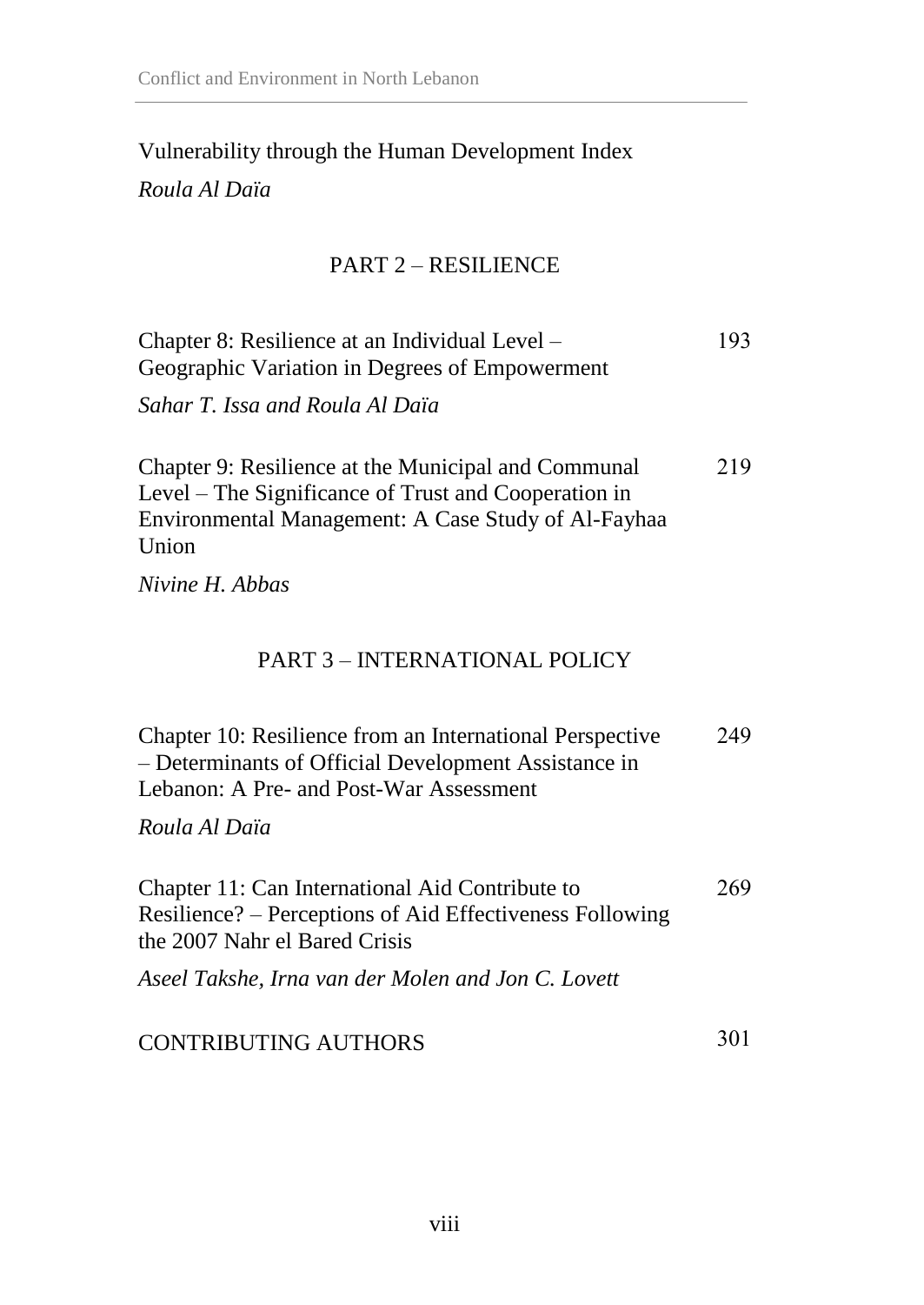Vulnerability through the Human Development Index

*Roula Al Daïa*

## PART 2 – RESILIENCE

Chapter 8: Resilience at an Individual Level – Geographic Variation in Degrees of Empowerment — 193

*Sahar T. Issa and Roula Al Daïa*

Chapter 9: Resilience at the Municipal and Communal Level – The Significance of Trust and Cooperation in Environmental Management: A Case Study of Al-Fayhaa Union — 219

*Nivine H. Abbas*

## PART 3 – INTERNATIONAL POLICY

Chapter 10: Resilience from an International Perspective – Determinants of Official Development Assistance in Lebanon: A Pre- and Post-War Assessment — 249

*Roula Al Daïa*

Chapter 11: Can International Aid Contribute to Resilience? – Perceptions of Aid Effectiveness Following the 2007 Nahr el Bared Crisis — 269

*Aseel Takshe, Irna van der Molen and Jon C. Lovett*

CONTRIBUTING AUTHORS — 301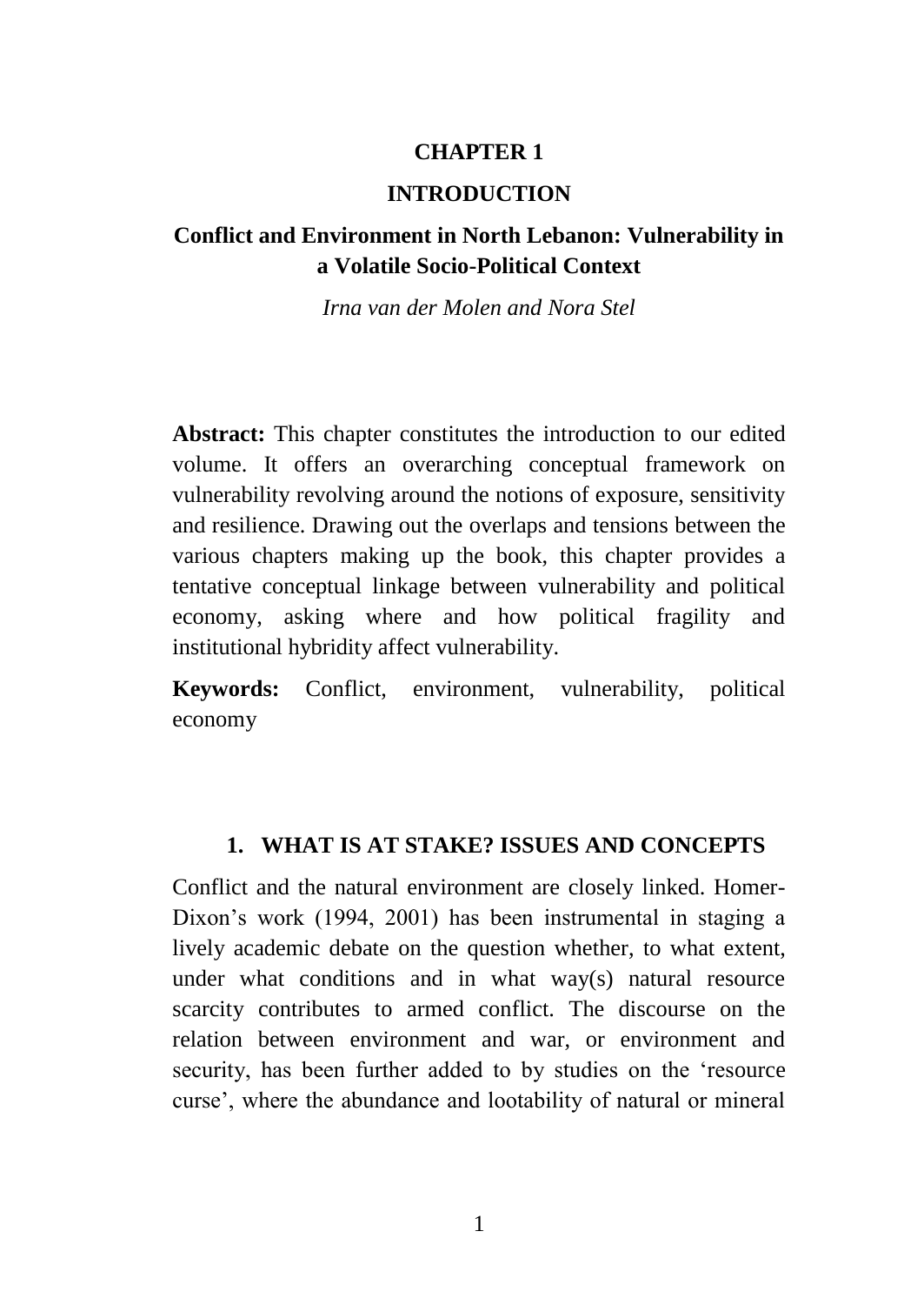# CHAPTER 1

# INTRODUCTION

## Conflict and Environment in North Lebanon: Vulnerability in a Volatile Socio-Political Context

*Irna van der Molen and Nora Stel*

**Abstract:** This chapter constitutes the introduction to our edited volume. It offers an overarching conceptual framework on vulnerability revolving around the notions of exposure, sensitivity and resilience. Drawing out the overlaps and tensions between the various chapters making up the book, this chapter provides a tentative conceptual linkage between vulnerability and political economy, asking where and how political fragility and institutional hybridity affect vulnerability.

**Keywords:** Conflict, environment, vulnerability, political economy

## 1. WHAT IS AT STAKE? ISSUES AND CONCEPTS

Conflict and the natural environment are closely linked. Homer-Dixon's work (1994, 2001) has been instrumental in staging a lively academic debate on the question whether, to what extent, under what conditions and in what way(s) natural resource scarcity contributes to armed conflict. The discourse on the relation between environment and war, or environment and security, has been further added to by studies on the 'resource curse', where the abundance and lootability of natural or mineral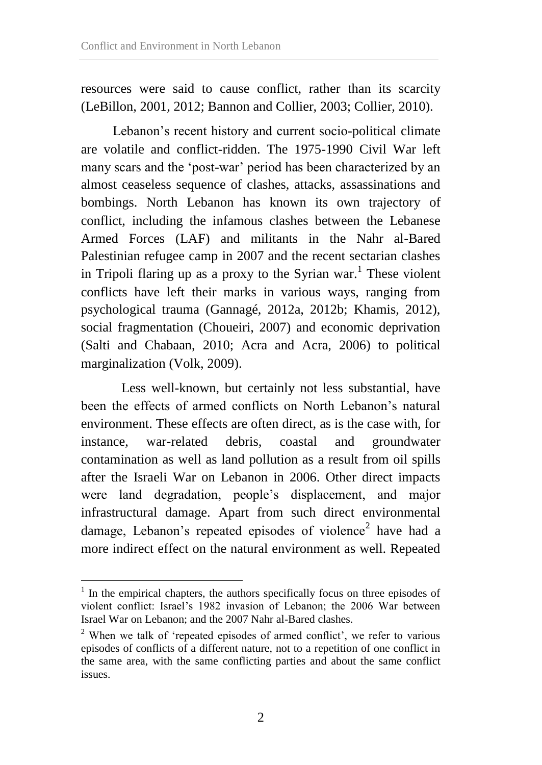resources were said to cause conflict, rather than its scarcity (LeBillon, 2001, 2012; Bannon and Collier, 2003; Collier, 2010).

Lebanon's recent history and current socio-political climate are volatile and conflict-ridden. The 1975-1990 Civil War left many scars and the 'post-war' period has been characterized by an almost ceaseless sequence of clashes, attacks, assassinations and bombings. North Lebanon has known its own trajectory of conflict, including the infamous clashes between the Lebanese Armed Forces (LAF) and militants in the Nahr al-Bared Palestinian refugee camp in 2007 and the recent sectarian clashes in Tripoli flaring up as a proxy to the Syrian war.[1] These violent conflicts have left their marks in various ways, ranging from psychological trauma (Gannagé, 2012a, 2012b; Khamis, 2012), social fragmentation (Choueiri, 2007) and economic deprivation (Salti and Chabaan, 2010; Acra and Acra, 2006) to political marginalization (Volk, 2009).

Less well-known, but certainly not less substantial, have been the effects of armed conflicts on North Lebanon's natural environment. These effects are often direct, as is the case with, for instance, war-related debris, coastal and groundwater contamination as well as land pollution as a result from oil spills after the Israeli War on Lebanon in 2006. Other direct impacts were land degradation, people's displacement, and major infrastructural damage. Apart from such direct environmental damage, Lebanon's repeated episodes of violence[2] have had a more indirect effect on the natural environment as well. Repeated

---

[1] In the empirical chapters, the authors specifically focus on three episodes of violent conflict: Israel's 1982 invasion of Lebanon; the 2006 War between Israel War on Lebanon; and the 2007 Nahr al-Bared clashes.

[2] When we talk of 'repeated episodes of armed conflict', we refer to various episodes of conflicts of a different nature, not to a repetition of one conflict in the same area, with the same conflicting parties and about the same conflict issues.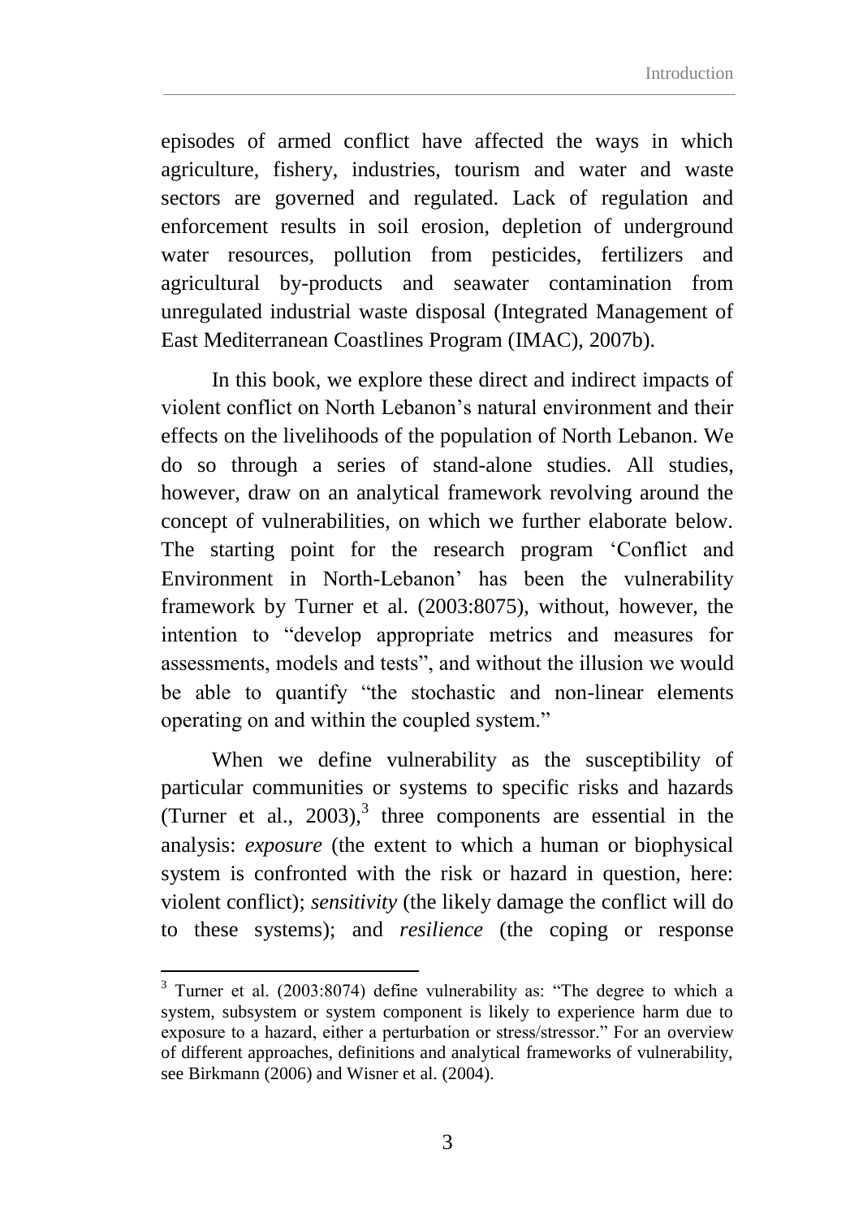episodes of armed conflict have affected the ways in which agriculture, fishery, industries, tourism and water and waste sectors are governed and regulated. Lack of regulation and enforcement results in soil erosion, depletion of underground water resources, pollution from pesticides, fertilizers and agricultural by-products and seawater contamination from unregulated industrial waste disposal (Integrated Management of East Mediterranean Coastlines Program (IMAC), 2007b).

In this book, we explore these direct and indirect impacts of violent conflict on North Lebanon's natural environment and their effects on the livelihoods of the population of North Lebanon. We do so through a series of stand-alone studies. All studies, however, draw on an analytical framework revolving around the concept of vulnerabilities, on which we further elaborate below. The starting point for the research program 'Conflict and Environment in North-Lebanon' has been the vulnerability framework by Turner et al. (2003:8075), without, however, the intention to "develop appropriate metrics and measures for assessments, models and tests", and without the illusion we would be able to quantify "the stochastic and non-linear elements operating on and within the coupled system."

When we define vulnerability as the susceptibility of particular communities or systems to specific risks and hazards (Turner et al., 2003),[3] three components are essential in the analysis: *exposure* (the extent to which a human or biophysical system is confronted with the risk or hazard in question, here: violent conflict); *sensitivity* (the likely damage the conflict will do to these systems); and *resilience* (the coping or response

[3] Turner et al. (2003:8074) define vulnerability as: "The degree to which a system, subsystem or system component is likely to experience harm due to exposure to a hazard, either a perturbation or stress/stressor." For an overview of different approaches, definitions and analytical frameworks of vulnerability, see Birkmann (2006) and Wisner et al. (2004).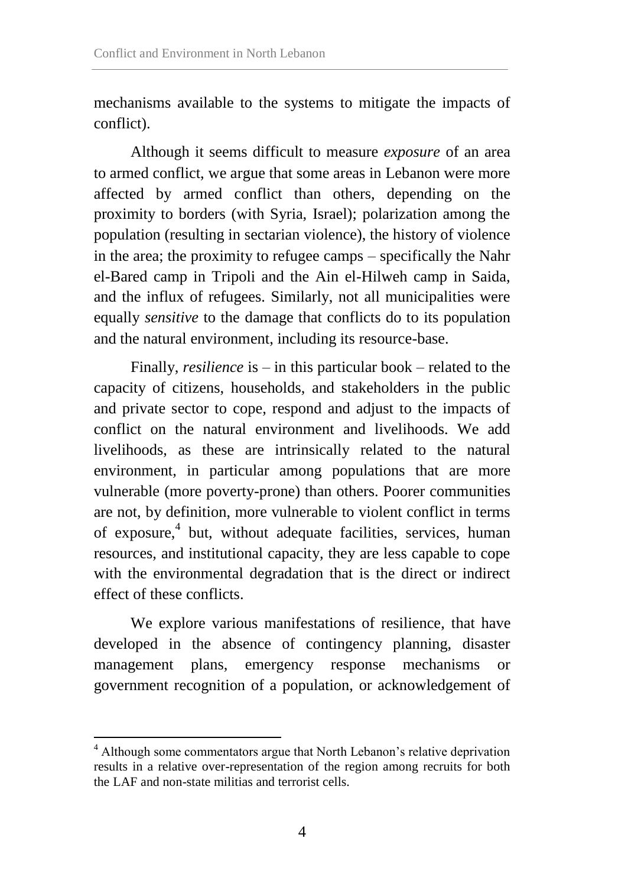mechanisms available to the systems to mitigate the impacts of conflict).

Although it seems difficult to measure *exposure* of an area to armed conflict, we argue that some areas in Lebanon were more affected by armed conflict than others, depending on the proximity to borders (with Syria, Israel); polarization among the population (resulting in sectarian violence), the history of violence in the area; the proximity to refugee camps – specifically the Nahr el-Bared camp in Tripoli and the Ain el-Hilweh camp in Saida, and the influx of refugees. Similarly, not all municipalities were equally *sensitive* to the damage that conflicts do to its population and the natural environment, including its resource-base.

Finally, *resilience* is – in this particular book – related to the capacity of citizens, households, and stakeholders in the public and private sector to cope, respond and adjust to the impacts of conflict on the natural environment and livelihoods. We add livelihoods, as these are intrinsically related to the natural environment, in particular among populations that are more vulnerable (more poverty-prone) than others. Poorer communities are not, by definition, more vulnerable to violent conflict in terms of exposure,[4] but, without adequate facilities, services, human resources, and institutional capacity, they are less capable to cope with the environmental degradation that is the direct or indirect effect of these conflicts.

We explore various manifestations of resilience, that have developed in the absence of contingency planning, disaster management plans, emergency response mechanisms or government recognition of a population, or acknowledgement of

[4] Although some commentators argue that North Lebanon's relative deprivation results in a relative over-representation of the region among recruits for both the LAF and non-state militias and terrorist cells.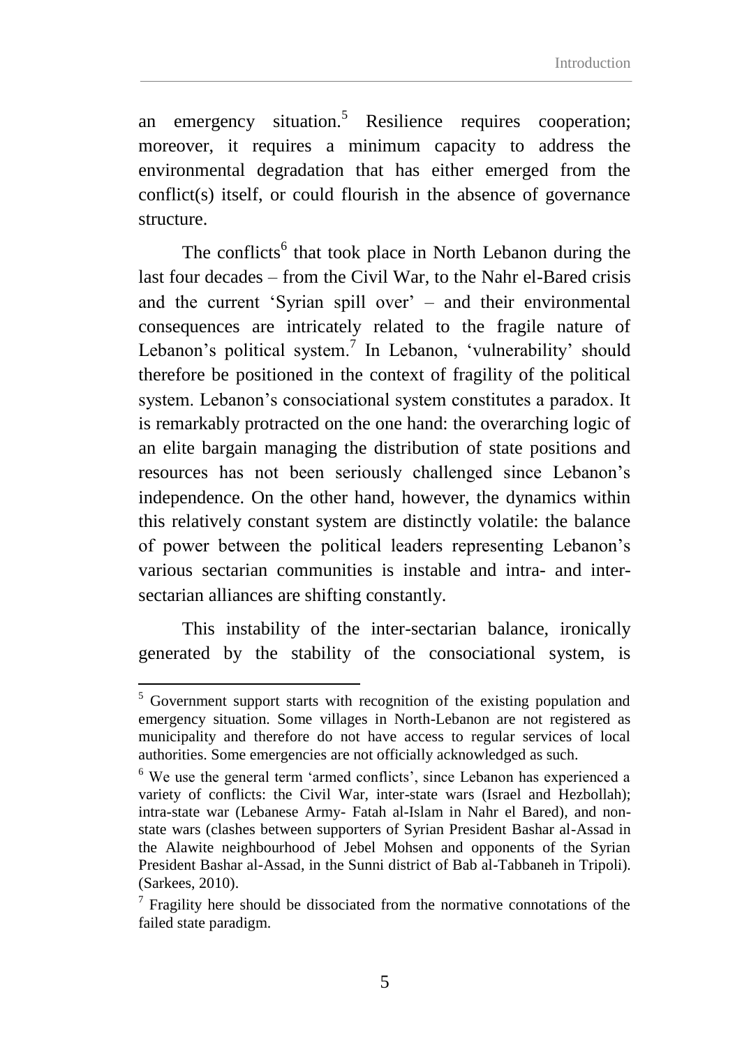an emergency situation.[5] Resilience requires cooperation; moreover, it requires a minimum capacity to address the environmental degradation that has either emerged from the conflict(s) itself, or could flourish in the absence of governance structure.

The conflicts[6] that took place in North Lebanon during the last four decades – from the Civil War, to the Nahr el-Bared crisis and the current 'Syrian spill over' – and their environmental consequences are intricately related to the fragile nature of Lebanon's political system.[7] In Lebanon, 'vulnerability' should therefore be positioned in the context of fragility of the political system. Lebanon's consociational system constitutes a paradox. It is remarkably protracted on the one hand: the overarching logic of an elite bargain managing the distribution of state positions and resources has not been seriously challenged since Lebanon's independence. On the other hand, however, the dynamics within this relatively constant system are distinctly volatile: the balance of power between the political leaders representing Lebanon's various sectarian communities is instable and intra- and inter-sectarian alliances are shifting constantly.

This instability of the inter-sectarian balance, ironically generated by the stability of the consociational system, is

---

[5] Government support starts with recognition of the existing population and emergency situation. Some villages in North-Lebanon are not registered as municipality and therefore do not have access to regular services of local authorities. Some emergencies are not officially acknowledged as such.

[6] We use the general term 'armed conflicts', since Lebanon has experienced a variety of conflicts: the Civil War, inter-state wars (Israel and Hezbollah); intra-state war (Lebanese Army- Fatah al-Islam in Nahr el Bared), and non-state wars (clashes between supporters of Syrian President Bashar al-Assad in the Alawite neighbourhood of Jebel Mohsen and opponents of the Syrian President Bashar al-Assad, in the Sunni district of Bab al-Tabbaneh in Tripoli). (Sarkees, 2010).

[7] Fragility here should be dissociated from the normative connotations of the failed state paradigm.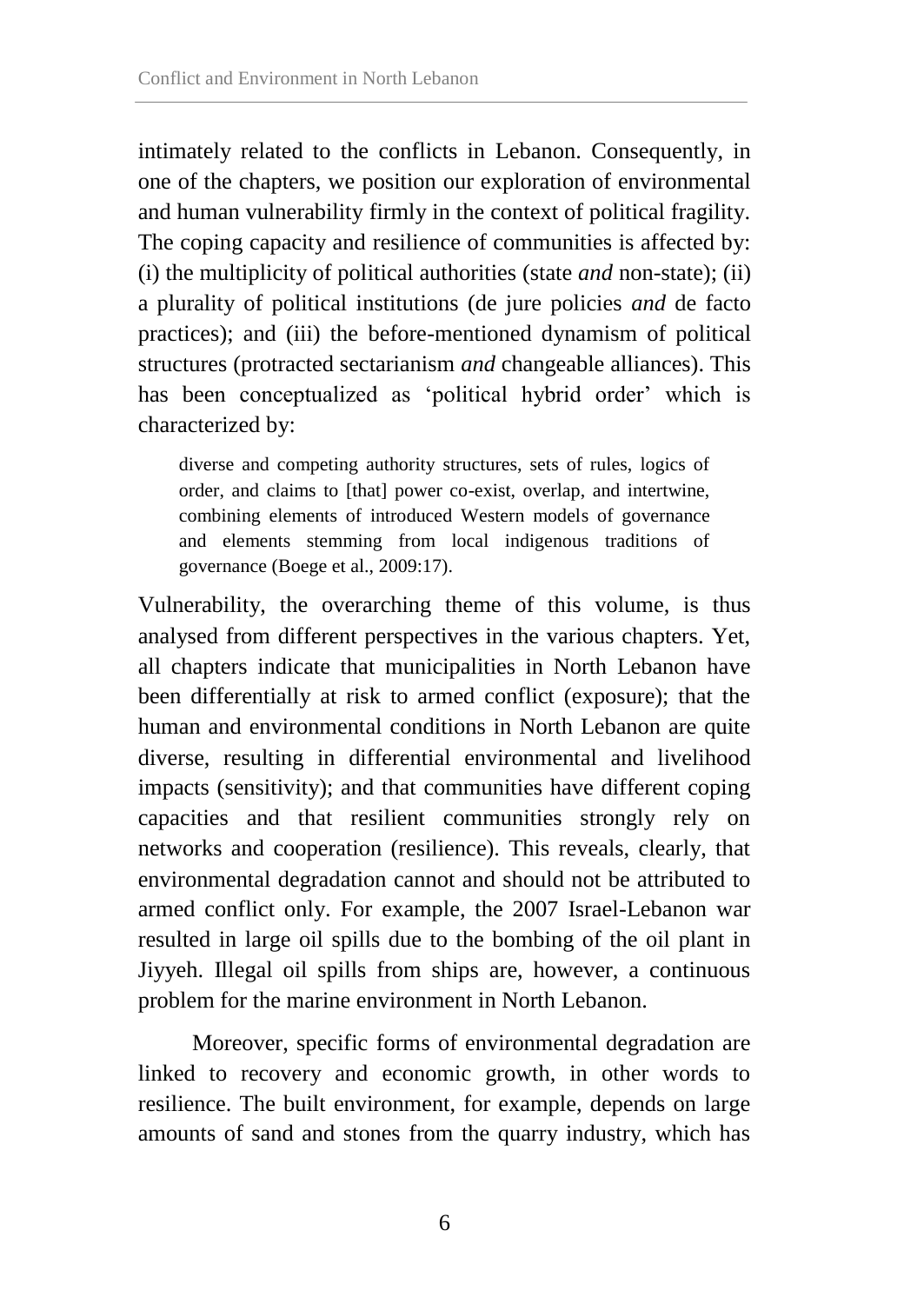intimately related to the conflicts in Lebanon. Consequently, in one of the chapters, we position our exploration of environmental and human vulnerability firmly in the context of political fragility. The coping capacity and resilience of communities is affected by: (i) the multiplicity of political authorities (state *and* non-state); (ii) a plurality of political institutions (de jure policies *and* de facto practices); and (iii) the before-mentioned dynamism of political structures (protracted sectarianism *and* changeable alliances). This has been conceptualized as 'political hybrid order' which is characterized by:

> diverse and competing authority structures, sets of rules, logics of order, and claims to [that] power co-exist, overlap, and intertwine, combining elements of introduced Western models of governance and elements stemming from local indigenous traditions of governance (Boege et al., 2009:17).

Vulnerability, the overarching theme of this volume, is thus analysed from different perspectives in the various chapters. Yet, all chapters indicate that municipalities in North Lebanon have been differentially at risk to armed conflict (exposure); that the human and environmental conditions in North Lebanon are quite diverse, resulting in differential environmental and livelihood impacts (sensitivity); and that communities have different coping capacities and that resilient communities strongly rely on networks and cooperation (resilience). This reveals, clearly, that environmental degradation cannot and should not be attributed to armed conflict only. For example, the 2007 Israel-Lebanon war resulted in large oil spills due to the bombing of the oil plant in Jiyyeh. Illegal oil spills from ships are, however, a continuous problem for the marine environment in North Lebanon.

Moreover, specific forms of environmental degradation are linked to recovery and economic growth, in other words to resilience. The built environment, for example, depends on large amounts of sand and stones from the quarry industry, which has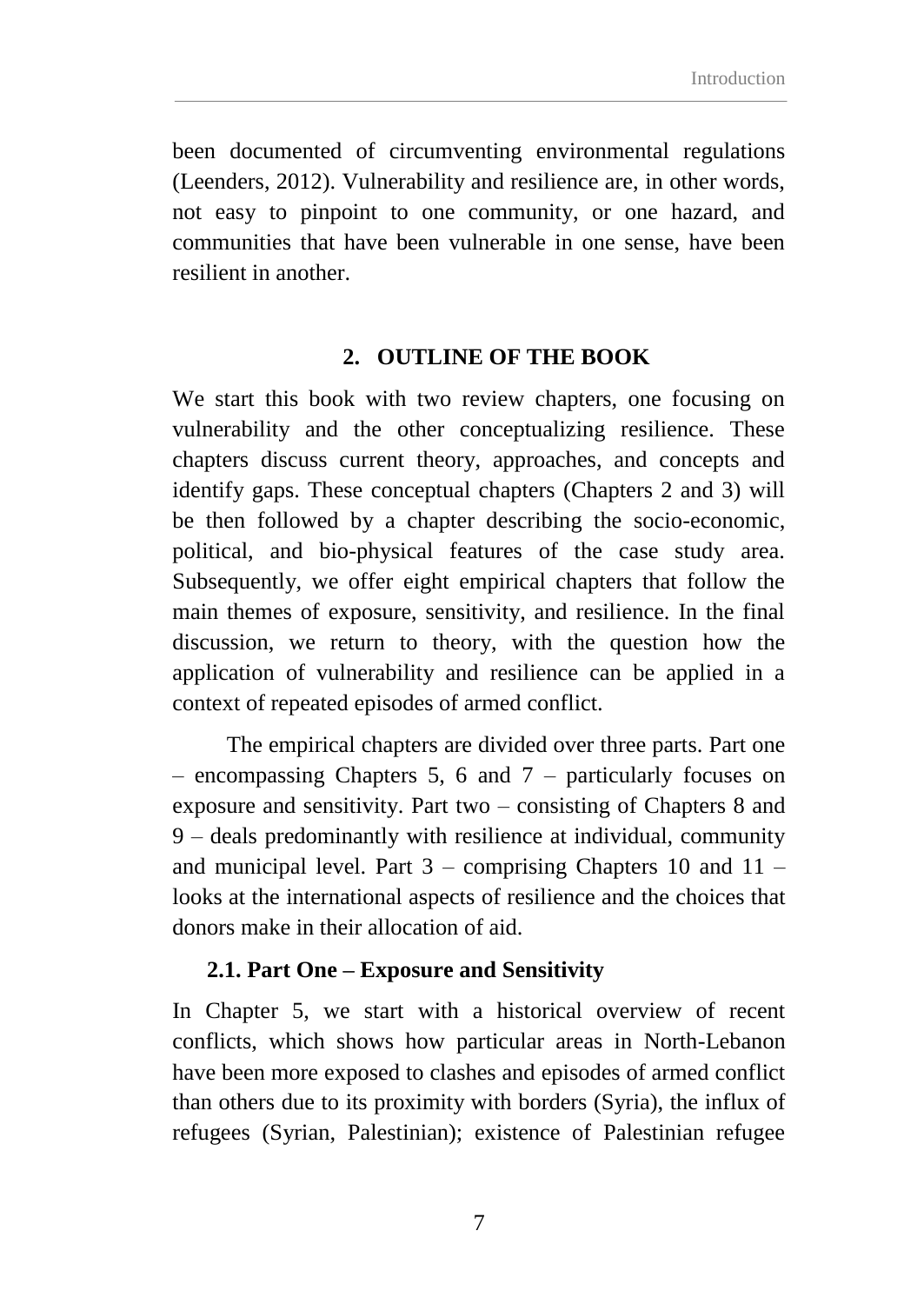been documented of circumventing environmental regulations (Leenders, 2012). Vulnerability and resilience are, in other words, not easy to pinpoint to one community, or one hazard, and communities that have been vulnerable in one sense, have been resilient in another.

## 2. OUTLINE OF THE BOOK

We start this book with two review chapters, one focusing on vulnerability and the other conceptualizing resilience. These chapters discuss current theory, approaches, and concepts and identify gaps. These conceptual chapters (Chapters 2 and 3) will be then followed by a chapter describing the socio-economic, political, and bio-physical features of the case study area. Subsequently, we offer eight empirical chapters that follow the main themes of exposure, sensitivity, and resilience. In the final discussion, we return to theory, with the question how the application of vulnerability and resilience can be applied in a context of repeated episodes of armed conflict.

The empirical chapters are divided over three parts. Part one – encompassing Chapters 5, 6 and 7 – particularly focuses on exposure and sensitivity. Part two – consisting of Chapters 8 and 9 – deals predominantly with resilience at individual, community and municipal level. Part 3 – comprising Chapters 10 and 11 – looks at the international aspects of resilience and the choices that donors make in their allocation of aid.

### 2.1. Part One – Exposure and Sensitivity

In Chapter 5, we start with a historical overview of recent conflicts, which shows how particular areas in North-Lebanon have been more exposed to clashes and episodes of armed conflict than others due to its proximity with borders (Syria), the influx of refugees (Syrian, Palestinian); existence of Palestinian refugee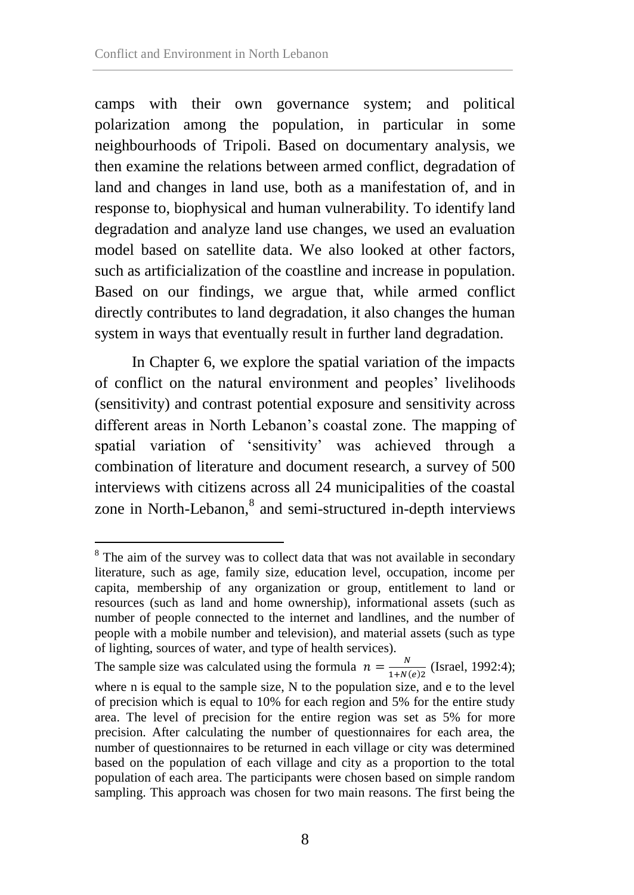camps with their own governance system; and political polarization among the population, in particular in some neighbourhoods of Tripoli. Based on documentary analysis, we then examine the relations between armed conflict, degradation of land and changes in land use, both as a manifestation of, and in response to, biophysical and human vulnerability. To identify land degradation and analyze land use changes, we used an evaluation model based on satellite data. We also looked at other factors, such as artificialization of the coastline and increase in population. Based on our findings, we argue that, while armed conflict directly contributes to land degradation, it also changes the human system in ways that eventually result in further land degradation.

In Chapter 6, we explore the spatial variation of the impacts of conflict on the natural environment and peoples' livelihoods (sensitivity) and contrast potential exposure and sensitivity across different areas in North Lebanon's coastal zone. The mapping of spatial variation of 'sensitivity' was achieved through a combination of literature and document research, a survey of 500 interviews with citizens across all 24 municipalities of the coastal zone in North-Lebanon,[8] and semi-structured in-depth interviews

---

[8] The aim of the survey was to collect data that was not available in secondary literature, such as age, family size, education level, occupation, income per capita, membership of any organization or group, entitlement to land or resources (such as land and home ownership), informational assets (such as number of people connected to the internet and landlines, and the number of people with a mobile number and television), and material assets (such as type of lighting, sources of water, and type of health services).

The sample size was calculated using the formula $n = \frac{N}{1+N(e)2}$ (Israel, 1992:4); where n is equal to the sample size, N to the population size, and e to the level of precision which is equal to 10% for each region and 5% for the entire study area. The level of precision for the entire region was set as 5% for more precision. After calculating the number of questionnaires for each area, the number of questionnaires to be returned in each village or city was determined based on the population of each village and city as a proportion to the total population of each area. The participants were chosen based on simple random sampling. This approach was chosen for two main reasons. The first being the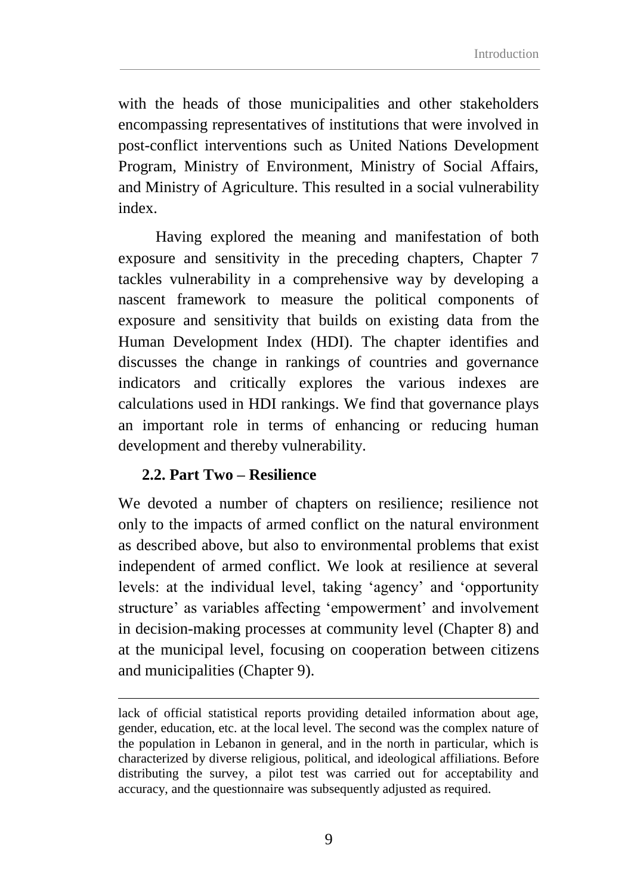with the heads of those municipalities and other stakeholders encompassing representatives of institutions that were involved in post-conflict interventions such as United Nations Development Program, Ministry of Environment, Ministry of Social Affairs, and Ministry of Agriculture. This resulted in a social vulnerability index.

Having explored the meaning and manifestation of both exposure and sensitivity in the preceding chapters, Chapter 7 tackles vulnerability in a comprehensive way by developing a nascent framework to measure the political components of exposure and sensitivity that builds on existing data from the Human Development Index (HDI). The chapter identifies and discusses the change in rankings of countries and governance indicators and critically explores the various indexes are calculations used in HDI rankings. We find that governance plays an important role in terms of enhancing or reducing human development and thereby vulnerability.

### 2.2. Part Two – Resilience

We devoted a number of chapters on resilience; resilience not only to the impacts of armed conflict on the natural environment as described above, but also to environmental problems that exist independent of armed conflict. We look at resilience at several levels: at the individual level, taking 'agency' and 'opportunity structure' as variables affecting 'empowerment' and involvement in decision-making processes at community level (Chapter 8) and at the municipal level, focusing on cooperation between citizens and municipalities (Chapter 9).

---

lack of official statistical reports providing detailed information about age, gender, education, etc. at the local level. The second was the complex nature of the population in Lebanon in general, and in the north in particular, which is characterized by diverse religious, political, and ideological affiliations. Before distributing the survey, a pilot test was carried out for acceptability and accuracy, and the questionnaire was subsequently adjusted as required.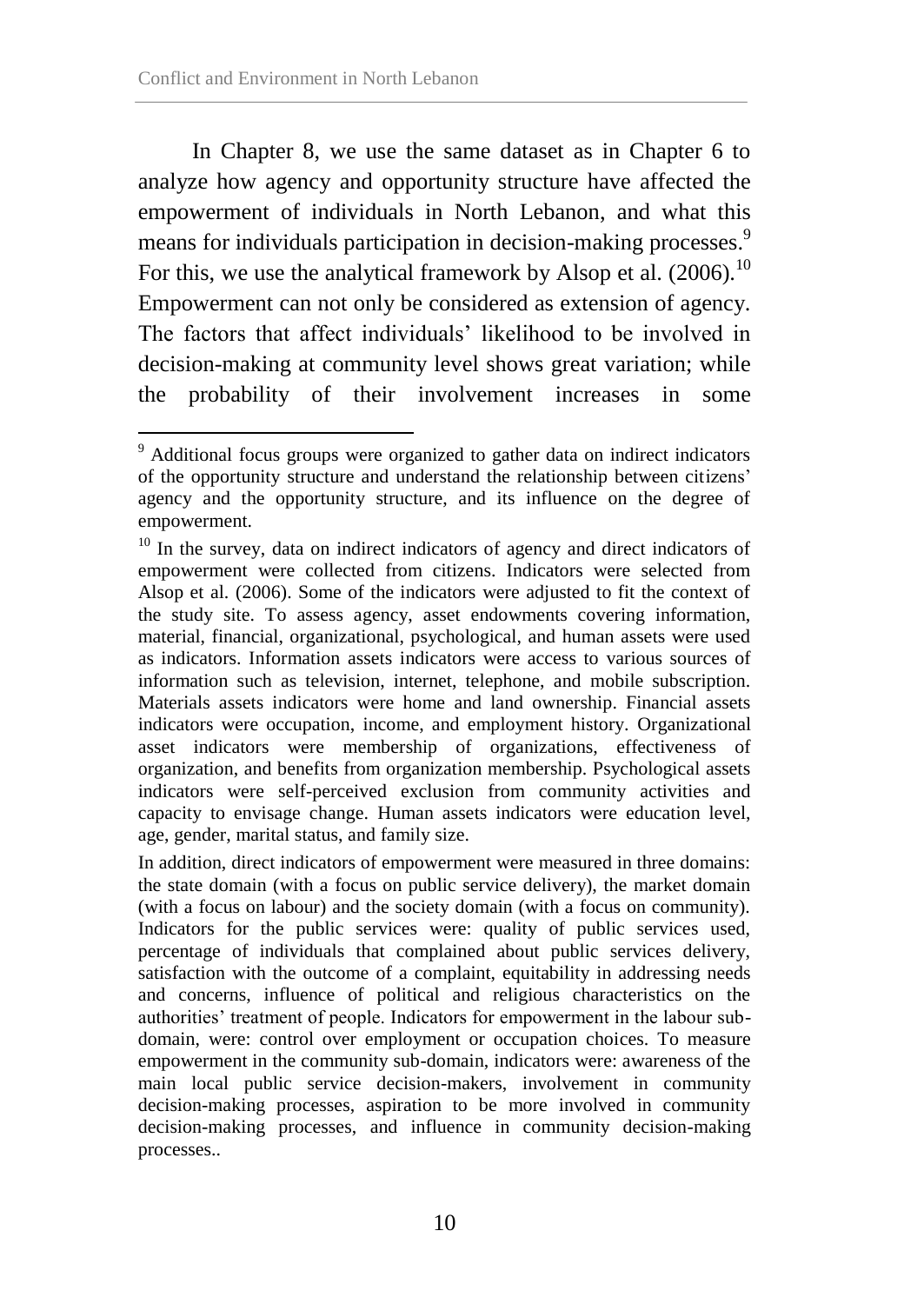In Chapter 8, we use the same dataset as in Chapter 6 to analyze how agency and opportunity structure have affected the empowerment of individuals in North Lebanon, and what this means for individuals participation in decision-making processes.[9] For this, we use the analytical framework by Alsop et al. (2006).[10] Empowerment can not only be considered as extension of agency. The factors that affect individuals' likelihood to be involved in decision-making at community level shows great variation; while the probability of their involvement increases in some

---

[9] Additional focus groups were organized to gather data on indirect indicators of the opportunity structure and understand the relationship between citizens' agency and the opportunity structure, and its influence on the degree of empowerment.

[10] In the survey, data on indirect indicators of agency and direct indicators of empowerment were collected from citizens. Indicators were selected from Alsop et al. (2006). Some of the indicators were adjusted to fit the context of the study site. To assess agency, asset endowments covering information, material, financial, organizational, psychological, and human assets were used as indicators. Information assets indicators were access to various sources of information such as television, internet, telephone, and mobile subscription. Materials assets indicators were home and land ownership. Financial assets indicators were occupation, income, and employment history. Organizational asset indicators were membership of organizations, effectiveness of organization, and benefits from organization membership. Psychological assets indicators were self-perceived exclusion from community activities and capacity to envisage change. Human assets indicators were education level, age, gender, marital status, and family size.

In addition, direct indicators of empowerment were measured in three domains: the state domain (with a focus on public service delivery), the market domain (with a focus on labour) and the society domain (with a focus on community). Indicators for the public services were: quality of public services used, percentage of individuals that complained about public services delivery, satisfaction with the outcome of a complaint, equitability in addressing needs and concerns, influence of political and religious characteristics on the authorities' treatment of people. Indicators for empowerment in the labour sub-domain, were: control over employment or occupation choices. To measure empowerment in the community sub-domain, indicators were: awareness of the main local public service decision-makers, involvement in community decision-making processes, aspiration to be more involved in community decision-making processes, and influence in community decision-making processes..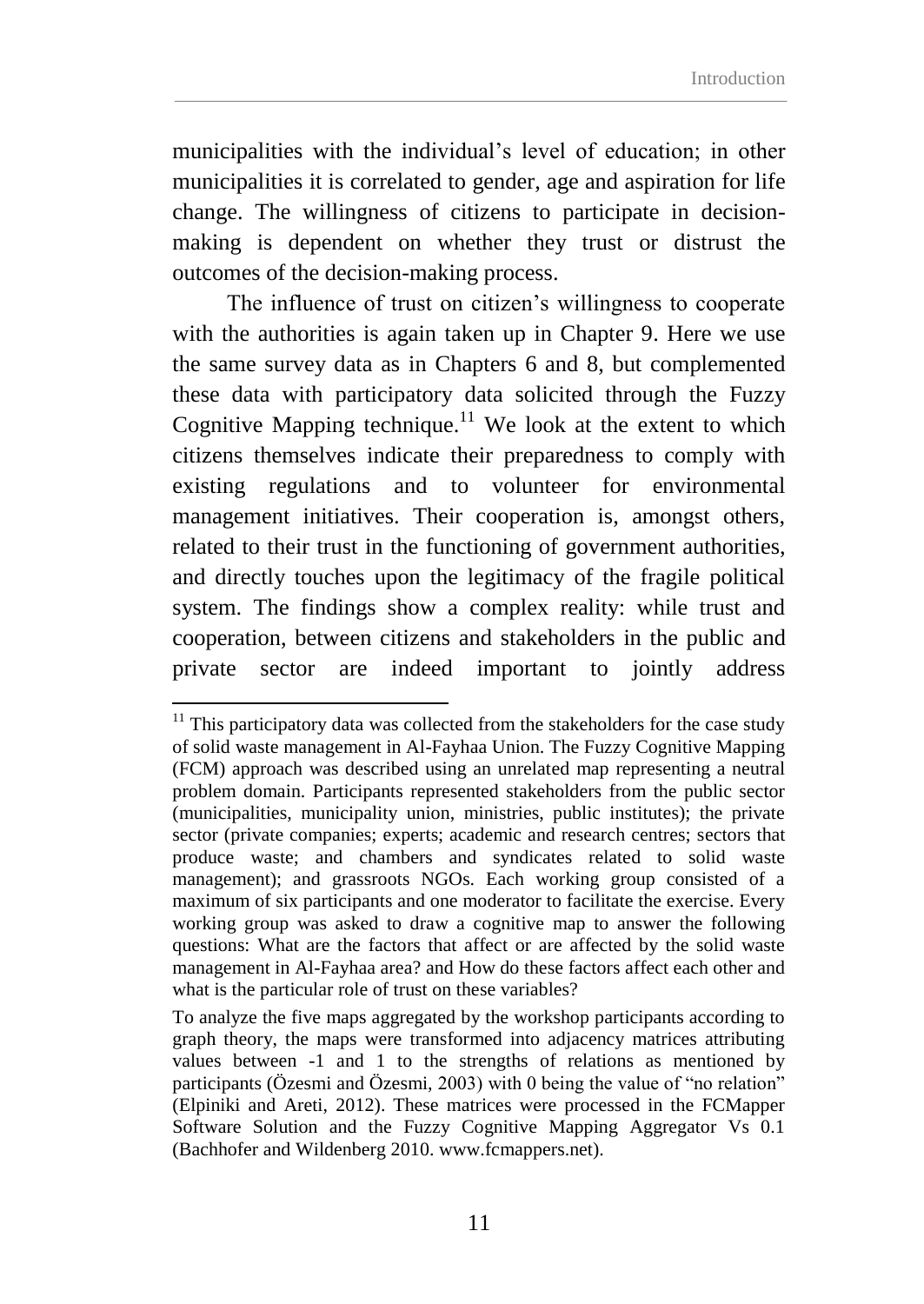municipalities with the individual's level of education; in other municipalities it is correlated to gender, age and aspiration for life change. The willingness of citizens to participate in decision-making is dependent on whether they trust or distrust the outcomes of the decision-making process.

The influence of trust on citizen's willingness to cooperate with the authorities is again taken up in Chapter 9. Here we use the same survey data as in Chapters 6 and 8, but complemented these data with participatory data solicited through the Fuzzy Cognitive Mapping technique.[11] We look at the extent to which citizens themselves indicate their preparedness to comply with existing regulations and to volunteer for environmental management initiatives. Their cooperation is, amongst others, related to their trust in the functioning of government authorities, and directly touches upon the legitimacy of the fragile political system. The findings show a complex reality: while trust and cooperation, between citizens and stakeholders in the public and private sector are indeed important to jointly address

---

[11] This participatory data was collected from the stakeholders for the case study of solid waste management in Al-Fayhaa Union. The Fuzzy Cognitive Mapping (FCM) approach was described using an unrelated map representing a neutral problem domain. Participants represented stakeholders from the public sector (municipalities, municipality union, ministries, public institutes); the private sector (private companies; experts; academic and research centres; sectors that produce waste; and chambers and syndicates related to solid waste management); and grassroots NGOs. Each working group consisted of a maximum of six participants and one moderator to facilitate the exercise. Every working group was asked to draw a cognitive map to answer the following questions: What are the factors that affect or are affected by the solid waste management in Al-Fayhaa area? and How do these factors affect each other and what is the particular role of trust on these variables?

To analyze the five maps aggregated by the workshop participants according to graph theory, the maps were transformed into adjacency matrices attributing values between -1 and 1 to the strengths of relations as mentioned by participants (Özesmi and Özesmi, 2003) with 0 being the value of "no relation" (Elpiniki and Areti, 2012). These matrices were processed in the FCMapper Software Solution and the Fuzzy Cognitive Mapping Aggregator Vs 0.1 (Bachhofer and Wildenberg 2010. www.fcmappers.net).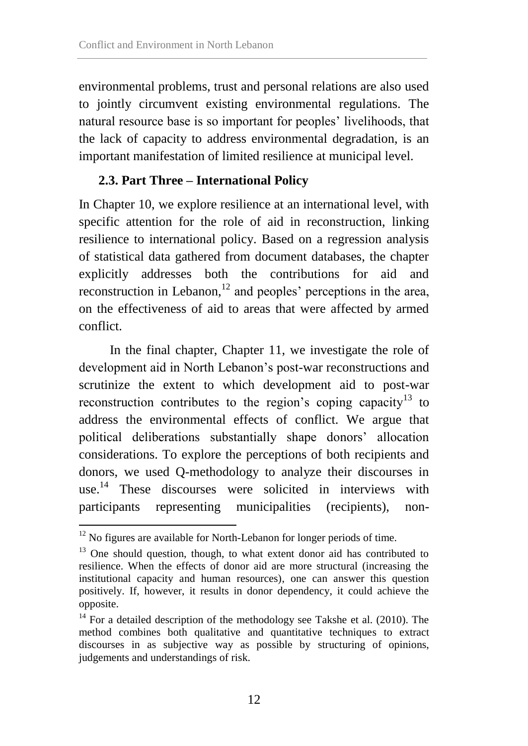environmental problems, trust and personal relations are also used to jointly circumvent existing environmental regulations. The natural resource base is so important for peoples' livelihoods, that the lack of capacity to address environmental degradation, is an important manifestation of limited resilience at municipal level.

### 2.3. Part Three – International Policy

In Chapter 10, we explore resilience at an international level, with specific attention for the role of aid in reconstruction, linking resilience to international policy. Based on a regression analysis of statistical data gathered from document databases, the chapter explicitly addresses both the contributions for aid and reconstruction in Lebanon,[12] and peoples' perceptions in the area, on the effectiveness of aid to areas that were affected by armed conflict.

In the final chapter, Chapter 11, we investigate the role of development aid in North Lebanon's post-war reconstructions and scrutinize the extent to which development aid to post-war reconstruction contributes to the region's coping capacity[13] to address the environmental effects of conflict. We argue that political deliberations substantially shape donors' allocation considerations. To explore the perceptions of both recipients and donors, we used Q-methodology to analyze their discourses in use.[14] These discourses were solicited in interviews with participants representing municipalities (recipients), non-

---

[12] No figures are available for North-Lebanon for longer periods of time.

[13] One should question, though, to what extent donor aid has contributed to resilience. When the effects of donor aid are more structural (increasing the institutional capacity and human resources), one can answer this question positively. If, however, it results in donor dependency, it could achieve the opposite.

[14] For a detailed description of the methodology see Takshe et al. (2010). The method combines both qualitative and quantitative techniques to extract discourses in as subjective way as possible by structuring of opinions, judgements and understandings of risk.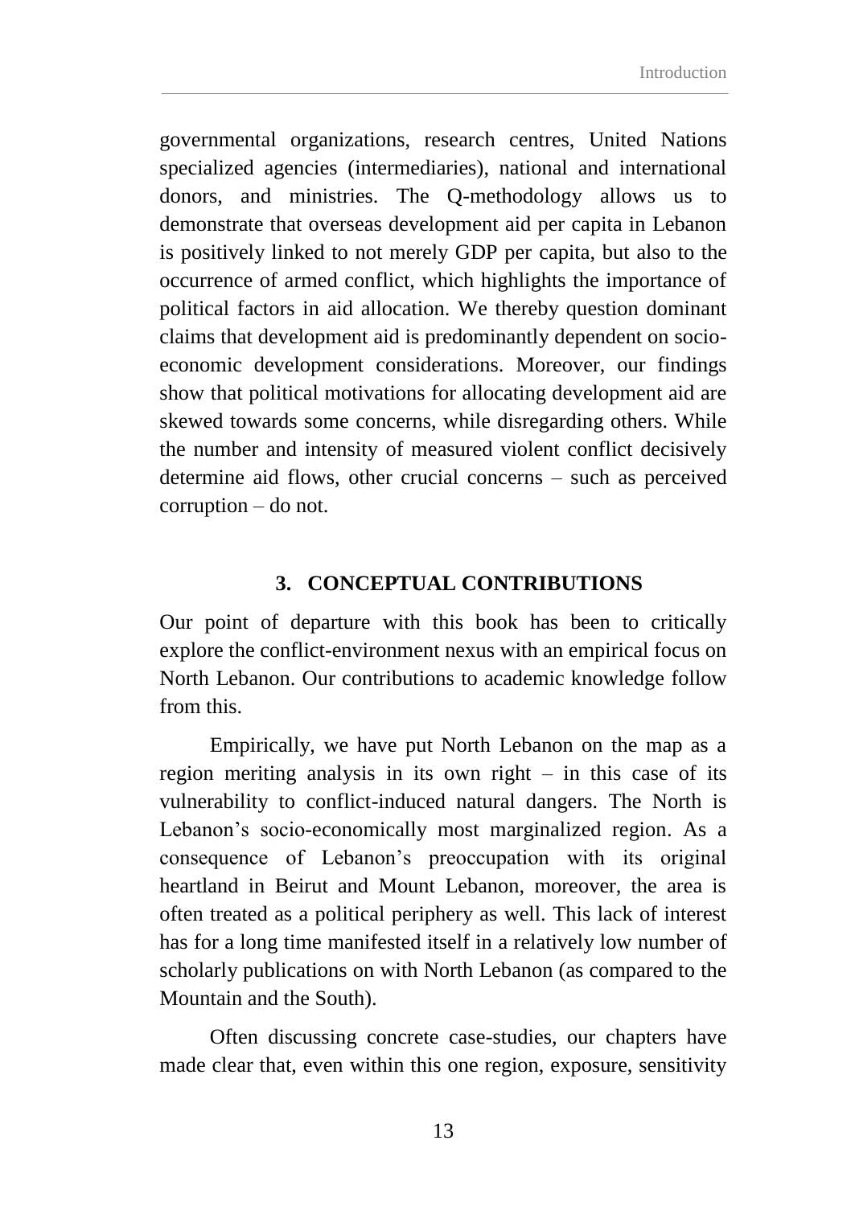governmental organizations, research centres, United Nations specialized agencies (intermediaries), national and international donors, and ministries. The Q-methodology allows us to demonstrate that overseas development aid per capita in Lebanon is positively linked to not merely GDP per capita, but also to the occurrence of armed conflict, which highlights the importance of political factors in aid allocation. We thereby question dominant claims that development aid is predominantly dependent on socio-economic development considerations. Moreover, our findings show that political motivations for allocating development aid are skewed towards some concerns, while disregarding others. While the number and intensity of measured violent conflict decisively determine aid flows, other crucial concerns – such as perceived corruption – do not.

## 3. CONCEPTUAL CONTRIBUTIONS

Our point of departure with this book has been to critically explore the conflict-environment nexus with an empirical focus on North Lebanon. Our contributions to academic knowledge follow from this.

Empirically, we have put North Lebanon on the map as a region meriting analysis in its own right – in this case of its vulnerability to conflict-induced natural dangers. The North is Lebanon's socio-economically most marginalized region. As a consequence of Lebanon's preoccupation with its original heartland in Beirut and Mount Lebanon, moreover, the area is often treated as a political periphery as well. This lack of interest has for a long time manifested itself in a relatively low number of scholarly publications on with North Lebanon (as compared to the Mountain and the South).

Often discussing concrete case-studies, our chapters have made clear that, even within this one region, exposure, sensitivity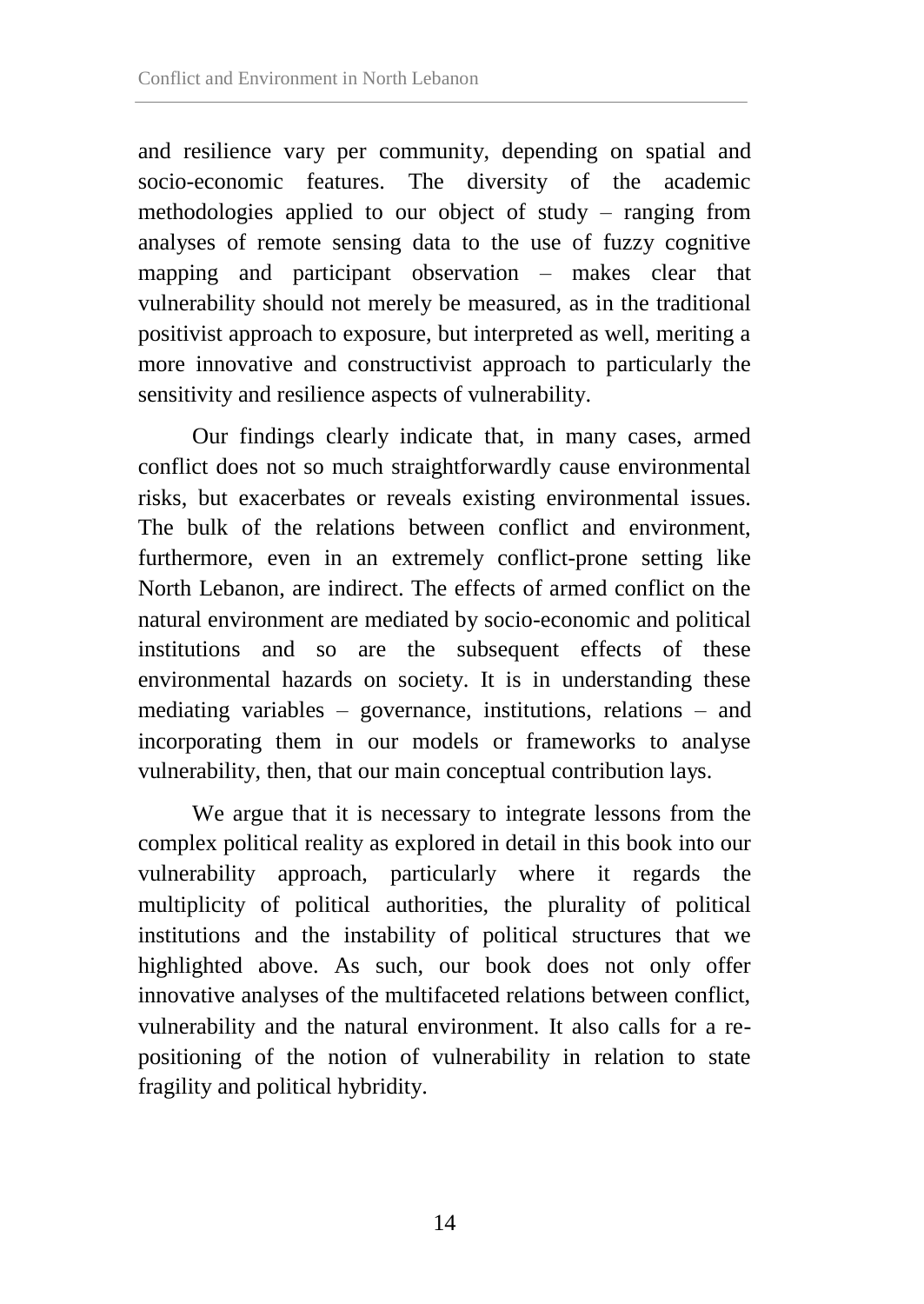and resilience vary per community, depending on spatial and socio-economic features. The diversity of the academic methodologies applied to our object of study – ranging from analyses of remote sensing data to the use of fuzzy cognitive mapping and participant observation – makes clear that vulnerability should not merely be measured, as in the traditional positivist approach to exposure, but interpreted as well, meriting a more innovative and constructivist approach to particularly the sensitivity and resilience aspects of vulnerability.

Our findings clearly indicate that, in many cases, armed conflict does not so much straightforwardly cause environmental risks, but exacerbates or reveals existing environmental issues. The bulk of the relations between conflict and environment, furthermore, even in an extremely conflict-prone setting like North Lebanon, are indirect. The effects of armed conflict on the natural environment are mediated by socio-economic and political institutions and so are the subsequent effects of these environmental hazards on society. It is in understanding these mediating variables – governance, institutions, relations – and incorporating them in our models or frameworks to analyse vulnerability, then, that our main conceptual contribution lays.

We argue that it is necessary to integrate lessons from the complex political reality as explored in detail in this book into our vulnerability approach, particularly where it regards the multiplicity of political authorities, the plurality of political institutions and the instability of political structures that we highlighted above. As such, our book does not only offer innovative analyses of the multifaceted relations between conflict, vulnerability and the natural environment. It also calls for a re-positioning of the notion of vulnerability in relation to state fragility and political hybridity.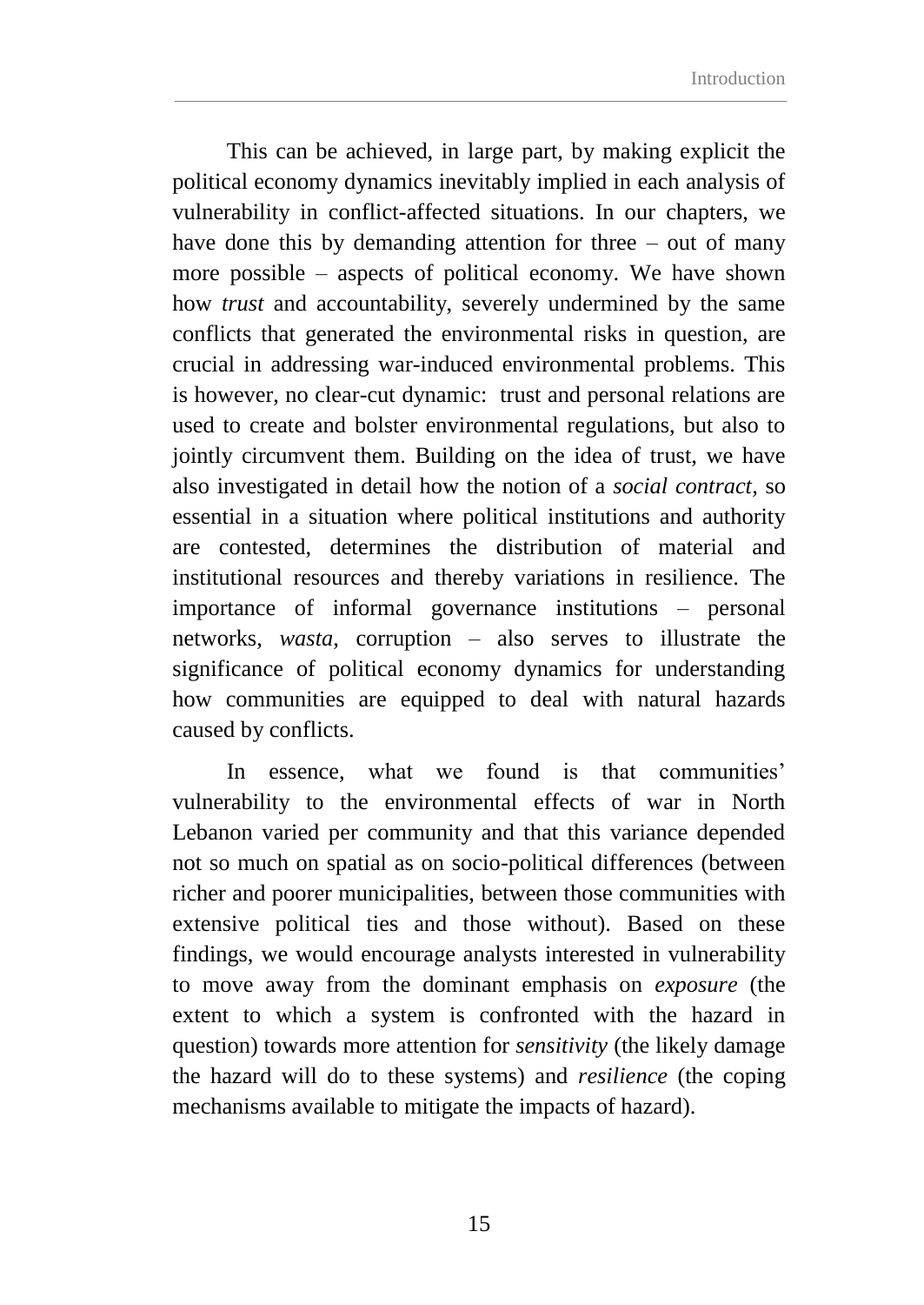This can be achieved, in large part, by making explicit the political economy dynamics inevitably implied in each analysis of vulnerability in conflict-affected situations. In our chapters, we have done this by demanding attention for three – out of many more possible – aspects of political economy. We have shown how *trust* and accountability, severely undermined by the same conflicts that generated the environmental risks in question, are crucial in addressing war-induced environmental problems. This is however, no clear-cut dynamic: trust and personal relations are used to create and bolster environmental regulations, but also to jointly circumvent them. Building on the idea of trust, we have also investigated in detail how the notion of a *social contract*, so essential in a situation where political institutions and authority are contested, determines the distribution of material and institutional resources and thereby variations in resilience. The importance of informal governance institutions – personal networks, *wasta*, corruption – also serves to illustrate the significance of political economy dynamics for understanding how communities are equipped to deal with natural hazards caused by conflicts.

In essence, what we found is that communities' vulnerability to the environmental effects of war in North Lebanon varied per community and that this variance depended not so much on spatial as on socio-political differences (between richer and poorer municipalities, between those communities with extensive political ties and those without). Based on these findings, we would encourage analysts interested in vulnerability to move away from the dominant emphasis on *exposure* (the extent to which a system is confronted with the hazard in question) towards more attention for *sensitivity* (the likely damage the hazard will do to these systems) and *resilience* (the coping mechanisms available to mitigate the impacts of hazard).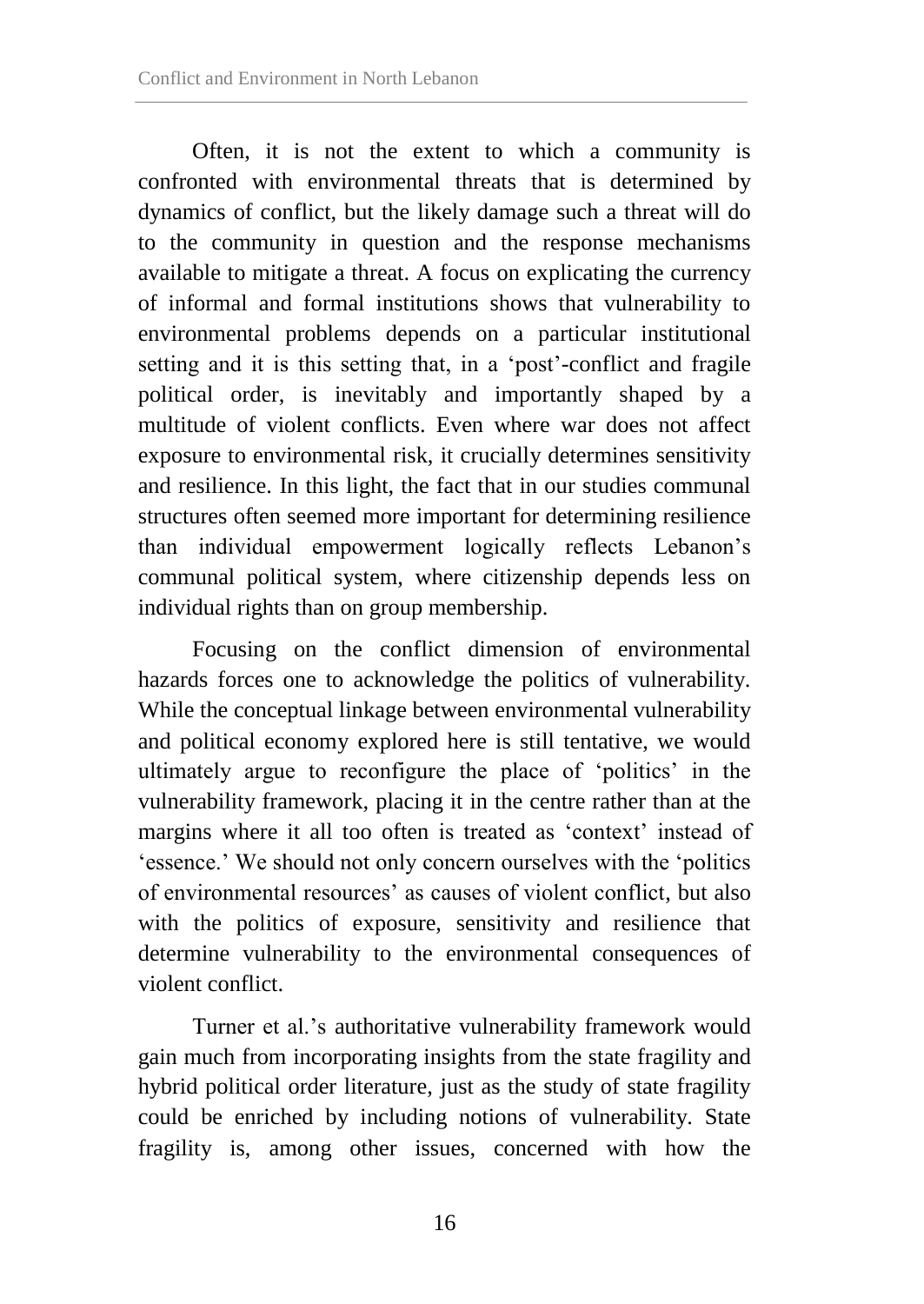Often, it is not the extent to which a community is confronted with environmental threats that is determined by dynamics of conflict, but the likely damage such a threat will do to the community in question and the response mechanisms available to mitigate a threat. A focus on explicating the currency of informal and formal institutions shows that vulnerability to environmental problems depends on a particular institutional setting and it is this setting that, in a 'post'-conflict and fragile political order, is inevitably and importantly shaped by a multitude of violent conflicts. Even where war does not affect exposure to environmental risk, it crucially determines sensitivity and resilience. In this light, the fact that in our studies communal structures often seemed more important for determining resilience than individual empowerment logically reflects Lebanon's communal political system, where citizenship depends less on individual rights than on group membership.

Focusing on the conflict dimension of environmental hazards forces one to acknowledge the politics of vulnerability. While the conceptual linkage between environmental vulnerability and political economy explored here is still tentative, we would ultimately argue to reconfigure the place of 'politics' in the vulnerability framework, placing it in the centre rather than at the margins where it all too often is treated as 'context' instead of 'essence.' We should not only concern ourselves with the 'politics of environmental resources' as causes of violent conflict, but also with the politics of exposure, sensitivity and resilience that determine vulnerability to the environmental consequences of violent conflict.

Turner et al.'s authoritative vulnerability framework would gain much from incorporating insights from the state fragility and hybrid political order literature, just as the study of state fragility could be enriched by including notions of vulnerability. State fragility is, among other issues, concerned with how the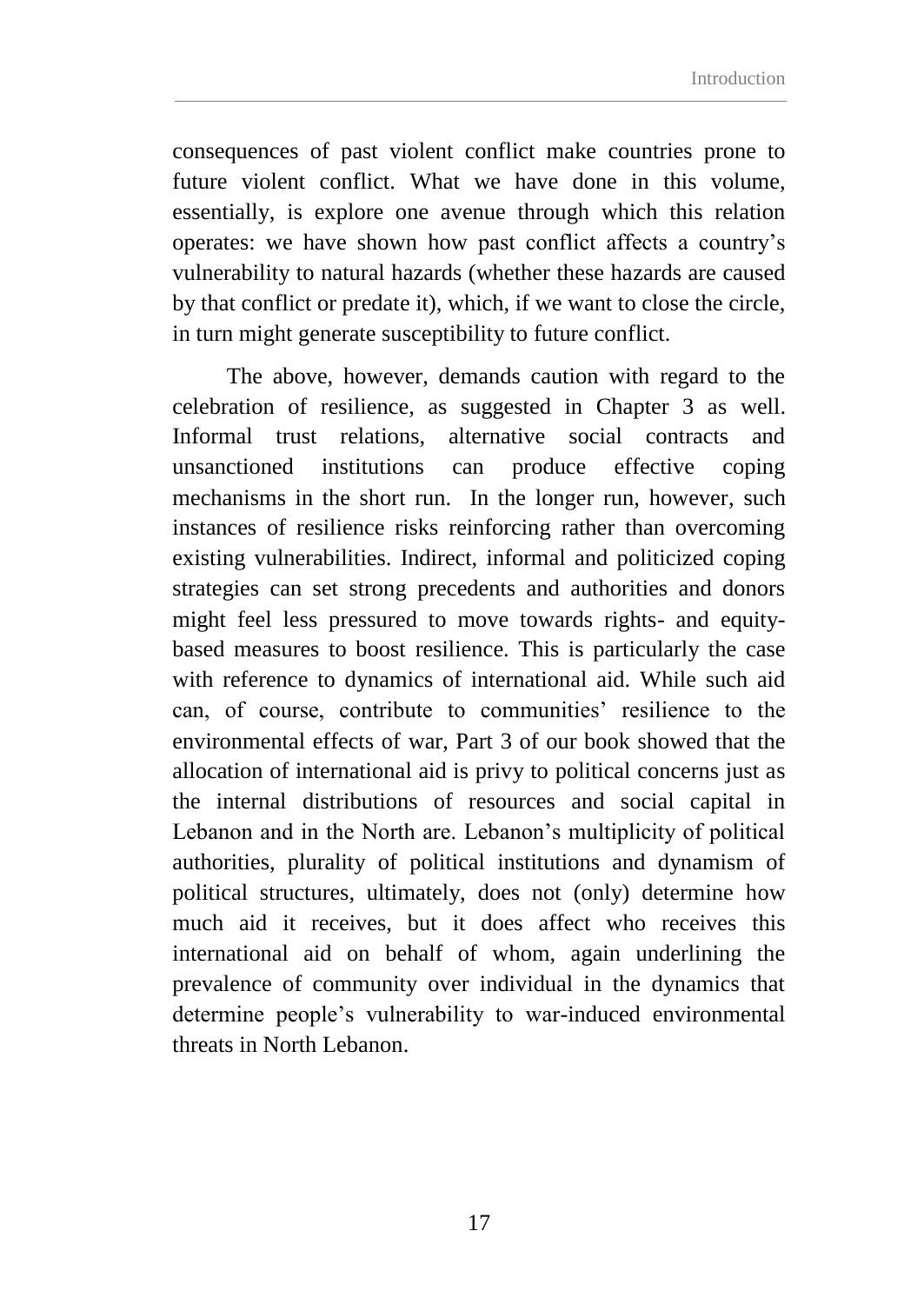consequences of past violent conflict make countries prone to future violent conflict. What we have done in this volume, essentially, is explore one avenue through which this relation operates: we have shown how past conflict affects a country's vulnerability to natural hazards (whether these hazards are caused by that conflict or predate it), which, if we want to close the circle, in turn might generate susceptibility to future conflict.

The above, however, demands caution with regard to the celebration of resilience, as suggested in Chapter 3 as well. Informal trust relations, alternative social contracts and unsanctioned institutions can produce effective coping mechanisms in the short run. In the longer run, however, such instances of resilience risks reinforcing rather than overcoming existing vulnerabilities. Indirect, informal and politicized coping strategies can set strong precedents and authorities and donors might feel less pressured to move towards rights- and equity-based measures to boost resilience. This is particularly the case with reference to dynamics of international aid. While such aid can, of course, contribute to communities' resilience to the environmental effects of war, Part 3 of our book showed that the allocation of international aid is privy to political concerns just as the internal distributions of resources and social capital in Lebanon and in the North are. Lebanon's multiplicity of political authorities, plurality of political institutions and dynamism of political structures, ultimately, does not (only) determine how much aid it receives, but it does affect who receives this international aid on behalf of whom, again underlining the prevalence of community over individual in the dynamics that determine people's vulnerability to war-induced environmental threats in North Lebanon.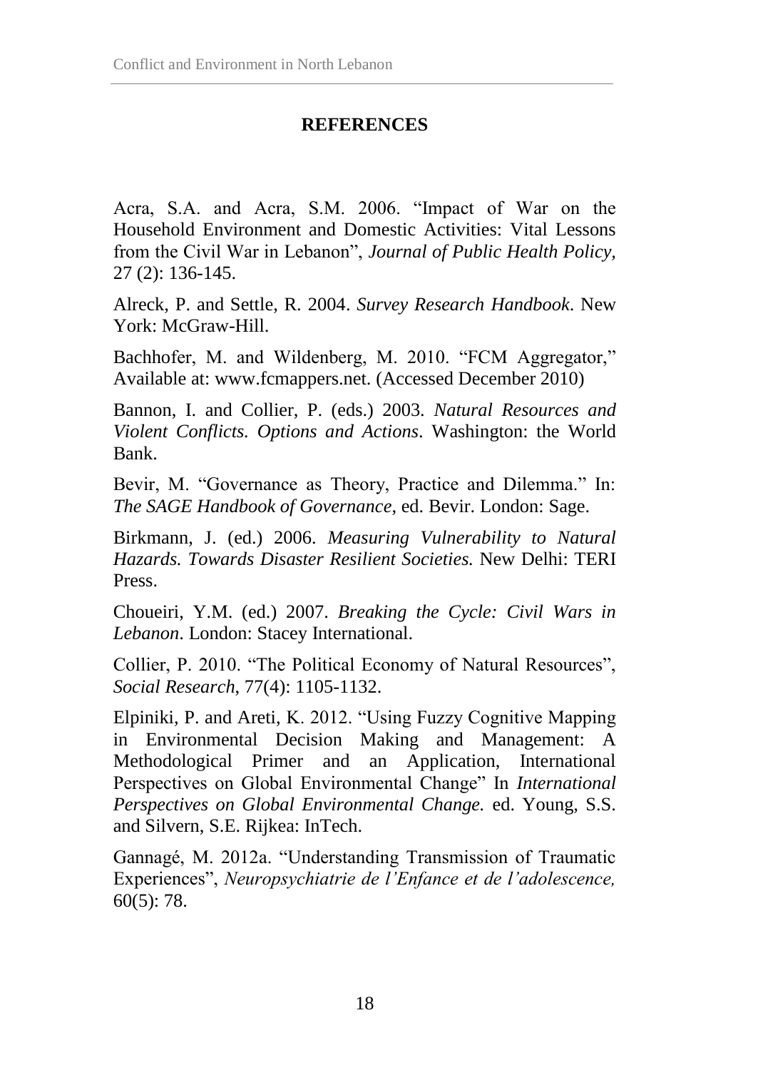## REFERENCES

Acra, S.A. and Acra, S.M. 2006. "Impact of War on the Household Environment and Domestic Activities: Vital Lessons from the Civil War in Lebanon", *Journal of Public Health Policy,* 27 (2): 136-145.

Alreck, P. and Settle, R. 2004. *Survey Research Handbook*. New York: McGraw-Hill.

Bachhofer, M. and Wildenberg, M. 2010. "FCM Aggregator," Available at: www.fcmappers.net. (Accessed December 2010)

Bannon, I. and Collier, P. (eds.) 2003. *Natural Resources and Violent Conflicts. Options and Actions*. Washington: the World Bank.

Bevir, M. "Governance as Theory, Practice and Dilemma." In: *The SAGE Handbook of Governance*, ed. Bevir. London: Sage.

Birkmann, J. (ed.) 2006. *Measuring Vulnerability to Natural Hazards. Towards Disaster Resilient Societies.* New Delhi: TERI Press.

Choueiri, Y.M. (ed.) 2007. *Breaking the Cycle: Civil Wars in Lebanon*. London: Stacey International.

Collier, P. 2010. "The Political Economy of Natural Resources", *Social Research*, 77(4): 1105-1132.

Elpiniki, P. and Areti, K. 2012. "Using Fuzzy Cognitive Mapping in Environmental Decision Making and Management: A Methodological Primer and an Application, International Perspectives on Global Environmental Change" In *International Perspectives on Global Environmental Change.* ed. Young, S.S. and Silvern, S.E. Rijkea: InTech.

Gannagé, M. 2012a. "Understanding Transmission of Traumatic Experiences", *Neuropsychiatrie de l'Enfance et de l'adolescence,* 60(5): 78.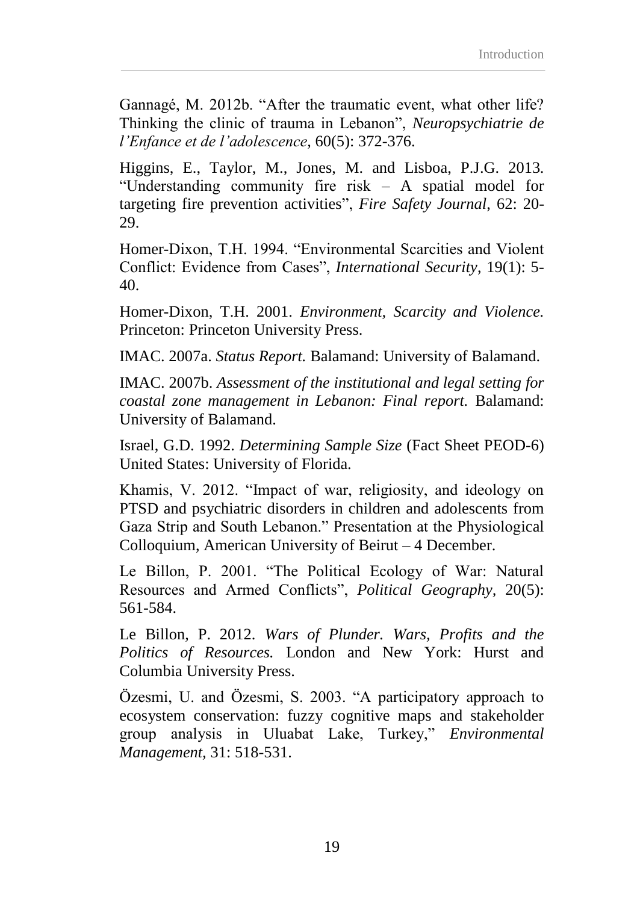Gannagé, M. 2012b. “After the traumatic event, what other life? Thinking the clinic of trauma in Lebanon”, *Neuropsychiatrie de l’Enfance et de l’adolescence,* 60(5): 372-376.

Higgins, E., Taylor, M., Jones, M. and Lisboa, P.J.G. 2013. “Understanding community fire risk – A spatial model for targeting fire prevention activities”, *Fire Safety Journal,* 62: 20-29.

Homer-Dixon, T.H. 1994. “Environmental Scarcities and Violent Conflict: Evidence from Cases”, *International Security,* 19(1): 5-40.

Homer-Dixon, T.H. 2001. *Environment, Scarcity and Violence.* Princeton: Princeton University Press.

IMAC. 2007a. *Status Report.* Balamand: University of Balamand.

IMAC. 2007b. *Assessment of the institutional and legal setting for coastal zone management in Lebanon: Final report.* Balamand: University of Balamand.

Israel, G.D. 1992. *Determining Sample Size* (Fact Sheet PEOD-6) United States: University of Florida.

Khamis, V. 2012. “Impact of war, religiosity, and ideology on PTSD and psychiatric disorders in children and adolescents from Gaza Strip and South Lebanon.” Presentation at the Physiological Colloquium, American University of Beirut – 4 December.

Le Billon, P. 2001. “The Political Ecology of War: Natural Resources and Armed Conflicts”, *Political Geography,* 20(5): 561-584.

Le Billon, P. 2012. *Wars of Plunder. Wars, Profits and the Politics of Resources.* London and New York: Hurst and Columbia University Press.

Özesmi, U. and Özesmi, S. 2003. “A participatory approach to ecosystem conservation: fuzzy cognitive maps and stakeholder group analysis in Uluabat Lake, Turkey,” *Environmental Management,* 31: 518-531.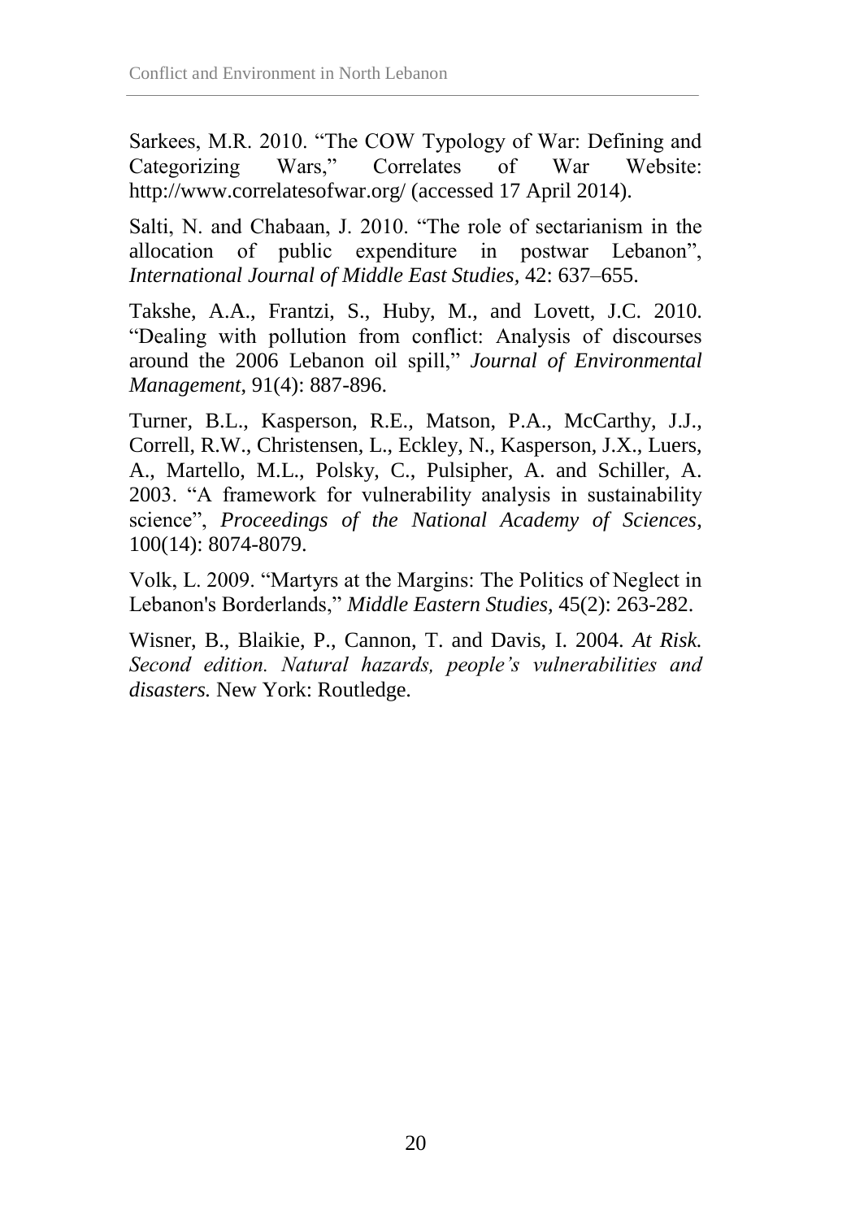Sarkees, M.R. 2010. "The COW Typology of War: Defining and Categorizing Wars," Correlates of War Website: http://www.correlatesofwar.org/ (accessed 17 April 2014).

Salti, N. and Chabaan, J. 2010. "The role of sectarianism in the allocation of public expenditure in postwar Lebanon", *International Journal of Middle East Studies*, 42: 637–655.

Takshe, A.A., Frantzi, S., Huby, M., and Lovett, J.C. 2010. "Dealing with pollution from conflict: Analysis of discourses around the 2006 Lebanon oil spill," *Journal of Environmental Management*, 91(4): 887-896.

Turner, B.L., Kasperson, R.E., Matson, P.A., McCarthy, J.J., Correll, R.W., Christensen, L., Eckley, N., Kasperson, J.X., Luers, A., Martello, M.L., Polsky, C., Pulsipher, A. and Schiller, A. 2003. "A framework for vulnerability analysis in sustainability science", *Proceedings of the National Academy of Sciences*, 100(14): 8074-8079.

Volk, L. 2009. "Martyrs at the Margins: The Politics of Neglect in Lebanon's Borderlands," *Middle Eastern Studies*, 45(2): 263-282.

Wisner, B., Blaikie, P., Cannon, T. and Davis, I. 2004. *At Risk. Second edition. Natural hazards, people's vulnerabilities and disasters.* New York: Routledge.